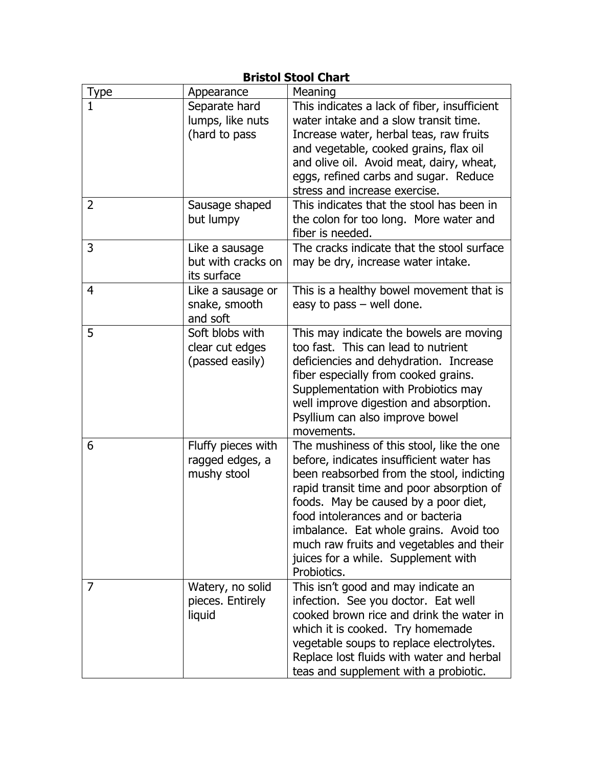**Bristol Stool Chart**

| Type | Appearance | Meaning |
|---|---|---|
| 1 | Separate hard lumps, like nuts (hard to pass | This indicates a lack of fiber, insufficient water intake and a slow transit time. Increase water, herbal teas, raw fruits and vegetable, cooked grains, flax oil and olive oil. Avoid meat, dairy, wheat, eggs, refined carbs and sugar. Reduce stress and increase exercise. |
| 2 | Sausage shaped but lumpy | This indicates that the stool has been in the colon for too long. More water and fiber is needed. |
| 3 | Like a sausage but with cracks on its surface | The cracks indicate that the stool surface may be dry, increase water intake. |
| 4 | Like a sausage or snake, smooth and soft | This is a healthy bowel movement that is easy to pass – well done. |
| 5 | Soft blobs with clear cut edges (passed easily) | This may indicate the bowels are moving too fast. This can lead to nutrient deficiencies and dehydration. Increase fiber especially from cooked grains. Supplementation with Probiotics may well improve digestion and absorption. Psyllium can also improve bowel movements. |
| 6 | Fluffy pieces with ragged edges, a mushy stool | The mushiness of this stool, like the one before, indicates insufficient water has been reabsorbed from the stool, indicting rapid transit time and poor absorption of foods. May be caused by a poor diet, food intolerances and or bacteria imbalance. Eat whole grains. Avoid too much raw fruits and vegetables and their juices for a while. Supplement with Probiotics. |
| 7 | Watery, no solid pieces. Entirely liquid | This isn't good and may indicate an infection. See you doctor. Eat well cooked brown rice and drink the water in which it is cooked. Try homemade vegetable soups to replace electrolytes. Replace lost fluids with water and herbal teas and supplement with a probiotic. |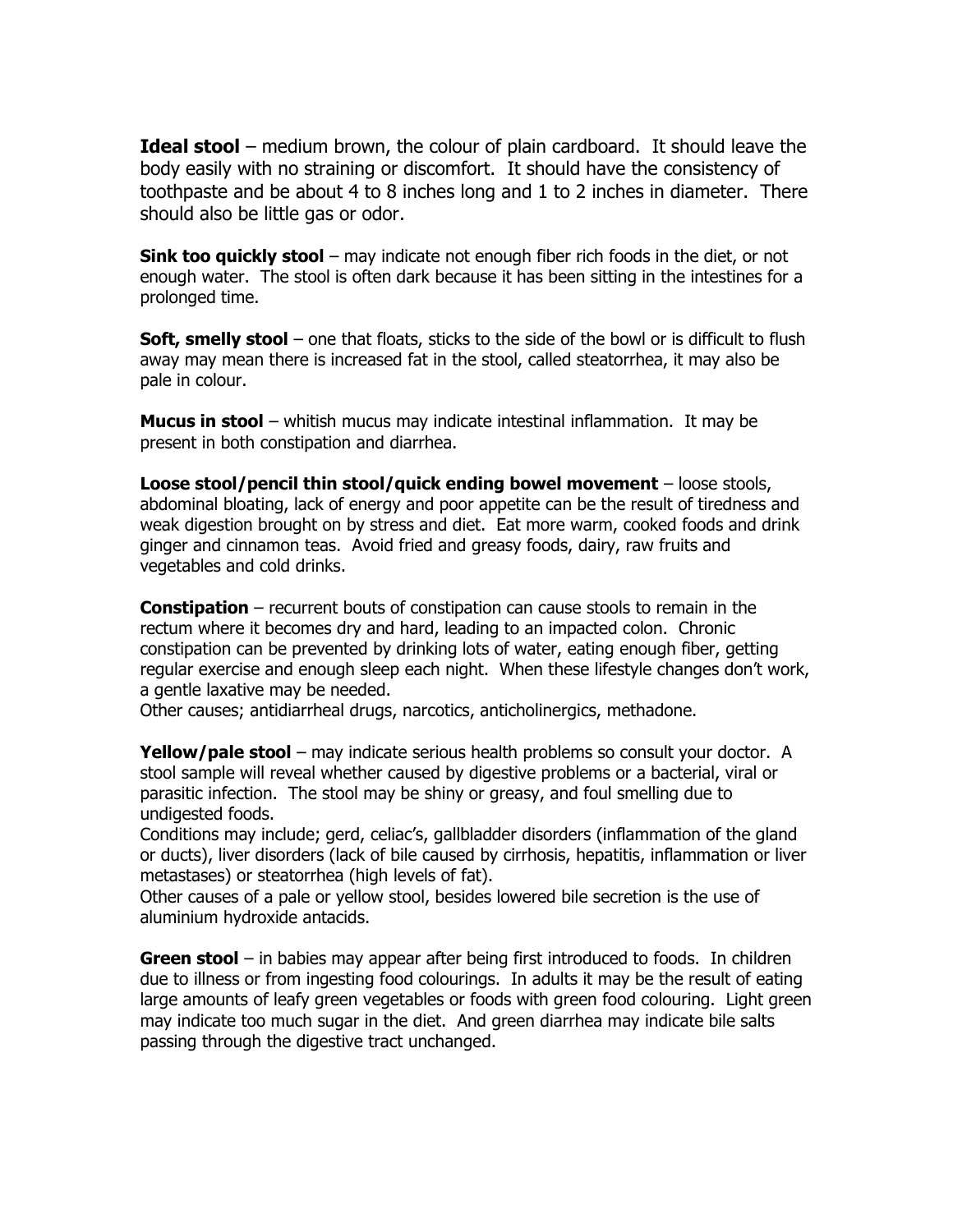**Ideal stool** – medium brown, the colour of plain cardboard. It should leave the body easily with no straining or discomfort. It should have the consistency of toothpaste and be about 4 to 8 inches long and 1 to 2 inches in diameter. There should also be little gas or odor.

**Sink too quickly stool** – may indicate not enough fiber rich foods in the diet, or not enough water. The stool is often dark because it has been sitting in the intestines for a prolonged time.

**Soft, smelly stool** – one that floats, sticks to the side of the bowl or is difficult to flush away may mean there is increased fat in the stool, called steatorrhea, it may also be pale in colour.

**Mucus in stool** – whitish mucus may indicate intestinal inflammation. It may be present in both constipation and diarrhea.

**Loose stool/pencil thin stool/quick ending bowel movement** – loose stools, abdominal bloating, lack of energy and poor appetite can be the result of tiredness and weak digestion brought on by stress and diet. Eat more warm, cooked foods and drink ginger and cinnamon teas. Avoid fried and greasy foods, dairy, raw fruits and vegetables and cold drinks.

**Constipation** – recurrent bouts of constipation can cause stools to remain in the rectum where it becomes dry and hard, leading to an impacted colon. Chronic constipation can be prevented by drinking lots of water, eating enough fiber, getting regular exercise and enough sleep each night. When these lifestyle changes don't work, a gentle laxative may be needed.
Other causes; antidiarrheal drugs, narcotics, anticholinergics, methadone.

**Yellow/pale stool** – may indicate serious health problems so consult your doctor. A stool sample will reveal whether caused by digestive problems or a bacterial, viral or parasitic infection. The stool may be shiny or greasy, and foul smelling due to undigested foods.
Conditions may include; gerd, celiac's, gallbladder disorders (inflammation of the gland or ducts), liver disorders (lack of bile caused by cirrhosis, hepatitis, inflammation or liver metastases) or steatorrhea (high levels of fat).
Other causes of a pale or yellow stool, besides lowered bile secretion is the use of aluminium hydroxide antacids.

**Green stool** – in babies may appear after being first introduced to foods. In children due to illness or from ingesting food colourings. In adults it may be the result of eating large amounts of leafy green vegetables or foods with green food colouring. Light green may indicate too much sugar in the diet. And green diarrhea may indicate bile salts passing through the digestive tract unchanged.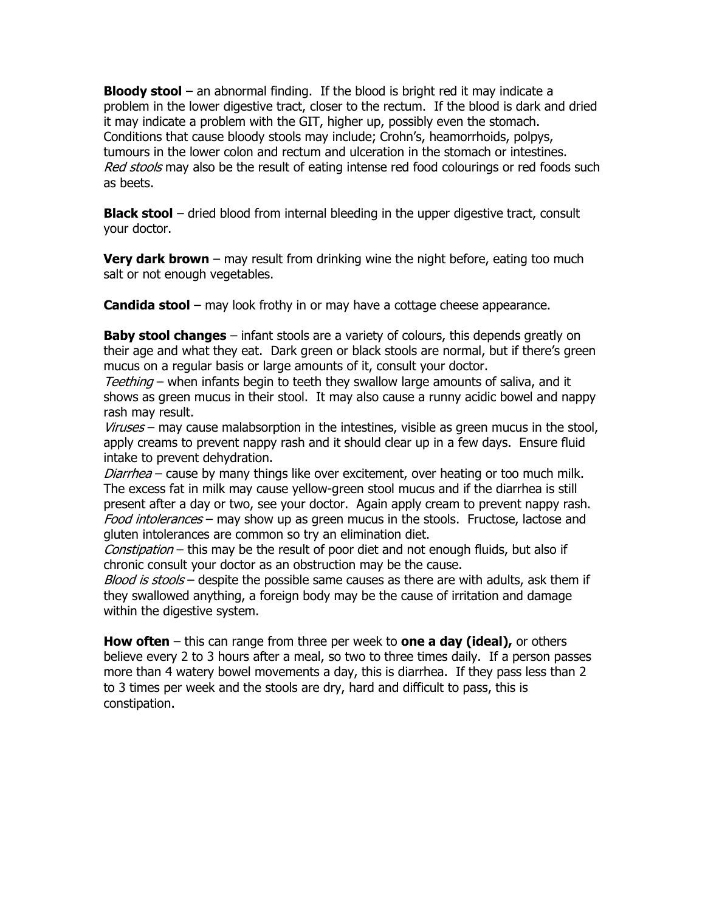**Bloody stool** – an abnormal finding. If the blood is bright red it may indicate a problem in the lower digestive tract, closer to the rectum. If the blood is dark and dried it may indicate a problem with the GIT, higher up, possibly even the stomach. Conditions that cause bloody stools may include; Crohn's, heamorrhoids, polpys, tumours in the lower colon and rectum and ulceration in the stomach or intestines. *Red stools* may also be the result of eating intense red food colourings or red foods such as beets.

**Black stool** – dried blood from internal bleeding in the upper digestive tract, consult your doctor.

**Very dark brown** – may result from drinking wine the night before, eating too much salt or not enough vegetables.

**Candida stool** – may look frothy in or may have a cottage cheese appearance.

**Baby stool changes** – infant stools are a variety of colours, this depends greatly on their age and what they eat. Dark green or black stools are normal, but if there's green mucus on a regular basis or large amounts of it, consult your doctor.
*Teething* – when infants begin to teeth they swallow large amounts of saliva, and it shows as green mucus in their stool. It may also cause a runny acidic bowel and nappy rash may result.
*Viruses* – may cause malabsorption in the intestines, visible as green mucus in the stool, apply creams to prevent nappy rash and it should clear up in a few days. Ensure fluid intake to prevent dehydration.
*Diarrhea* – cause by many things like over excitement, over heating or too much milk. The excess fat in milk may cause yellow-green stool mucus and if the diarrhea is still present after a day or two, see your doctor. Again apply cream to prevent nappy rash.
*Food intolerances* – may show up as green mucus in the stools. Fructose, lactose and gluten intolerances are common so try an elimination diet.
*Constipation* – this may be the result of poor diet and not enough fluids, but also if chronic consult your doctor as an obstruction may be the cause.
*Blood is stools* – despite the possible same causes as there are with adults, ask them if they swallowed anything, a foreign body may be the cause of irritation and damage within the digestive system.

**How often** – this can range from three per week to **one a day (ideal),** or others believe every 2 to 3 hours after a meal, so two to three times daily. If a person passes more than 4 watery bowel movements a day, this is diarrhea. If they pass less than 2 to 3 times per week and the stools are dry, hard and difficult to pass, this is constipation.